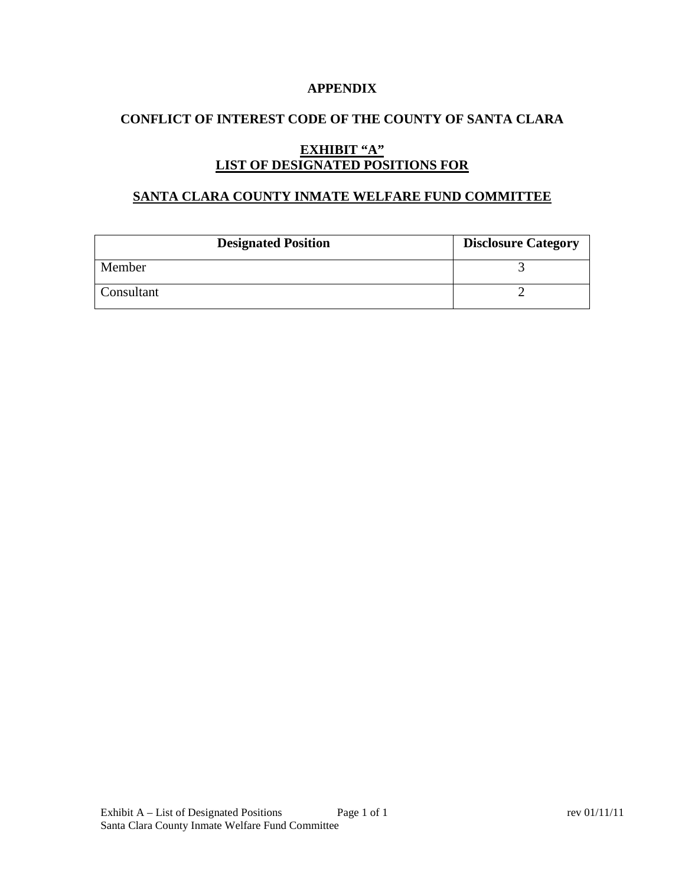# APPENDIX

## CONFLICT OF INTEREST CODE OF THE COUNTY OF SANTA CLARA

## EXHIBIT "A"
## LIST OF DESIGNATED POSITIONS FOR

## SANTA CLARA COUNTY INMATE WELFARE FUND COMMITTEE

| Designated Position | Disclosure Category |
|---|---|
| Member | 3 |
| Consultant | 2 |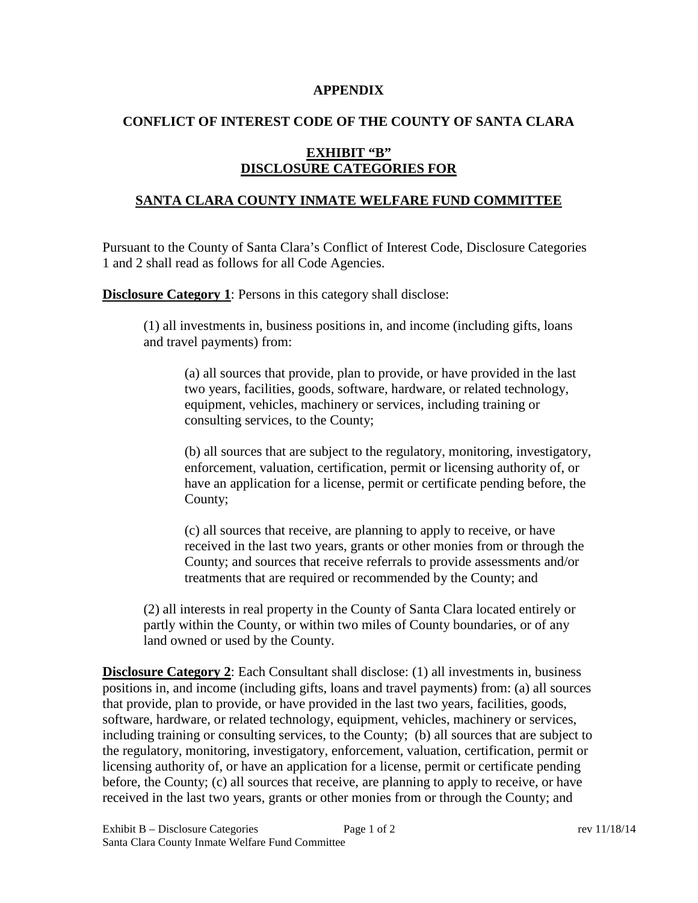**APPENDIX**

**CONFLICT OF INTEREST CODE OF THE COUNTY OF SANTA CLARA**

**EXHIBIT "B"**
**DISCLOSURE CATEGORIES FOR**

**SANTA CLARA COUNTY INMATE WELFARE FUND COMMITTEE**

Pursuant to the County of Santa Clara's Conflict of Interest Code, Disclosure Categories 1 and 2 shall read as follows for all Code Agencies.

**Disclosure Category 1**: Persons in this category shall disclose:

(1) all investments in, business positions in, and income (including gifts, loans and travel payments) from:

(a) all sources that provide, plan to provide, or have provided in the last two years, facilities, goods, software, hardware, or related technology, equipment, vehicles, machinery or services, including training or consulting services, to the County;

(b) all sources that are subject to the regulatory, monitoring, investigatory, enforcement, valuation, certification, permit or licensing authority of, or have an application for a license, permit or certificate pending before, the County;

(c) all sources that receive, are planning to apply to receive, or have received in the last two years, grants or other monies from or through the County; and sources that receive referrals to provide assessments and/or treatments that are required or recommended by the County; and

(2) all interests in real property in the County of Santa Clara located entirely or partly within the County, or within two miles of County boundaries, or of any land owned or used by the County.

**Disclosure Category 2**: Each Consultant shall disclose: (1) all investments in, business positions in, and income (including gifts, loans and travel payments) from: (a) all sources that provide, plan to provide, or have provided in the last two years, facilities, goods, software, hardware, or related technology, equipment, vehicles, machinery or services, including training or consulting services, to the County; (b) all sources that are subject to the regulatory, monitoring, investigatory, enforcement, valuation, certification, permit or licensing authority of, or have an application for a license, permit or certificate pending before, the County; (c) all sources that receive, are planning to apply to receive, or have received in the last two years, grants or other monies from or through the County; and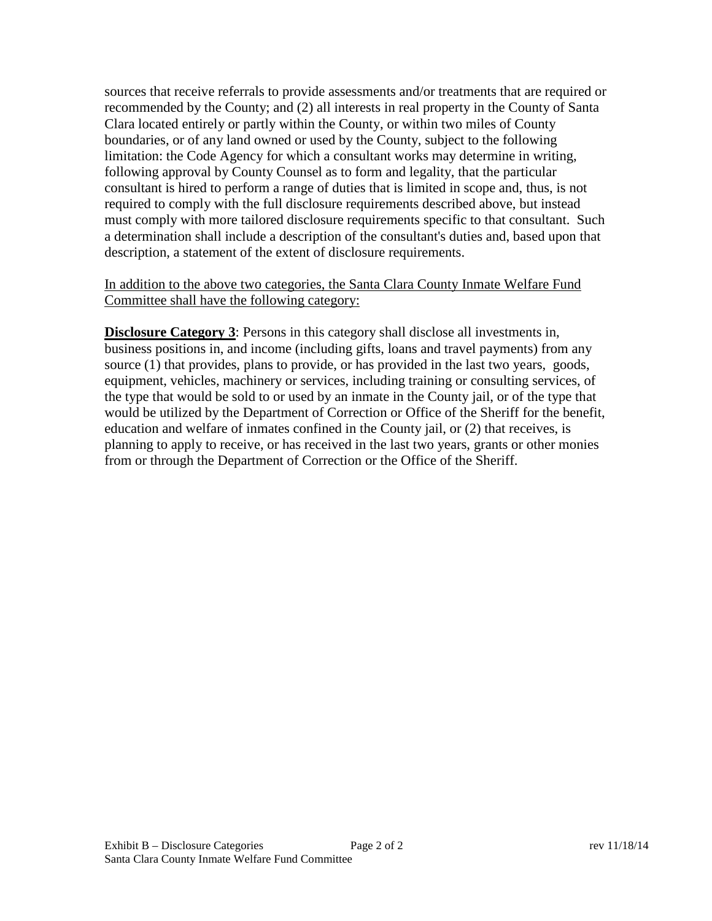sources that receive referrals to provide assessments and/or treatments that are required or recommended by the County; and (2) all interests in real property in the County of Santa Clara located entirely or partly within the County, or within two miles of County boundaries, or of any land owned or used by the County, subject to the following limitation: the Code Agency for which a consultant works may determine in writing, following approval by County Counsel as to form and legality, that the particular consultant is hired to perform a range of duties that is limited in scope and, thus, is not required to comply with the full disclosure requirements described above, but instead must comply with more tailored disclosure requirements specific to that consultant. Such a determination shall include a description of the consultant's duties and, based upon that description, a statement of the extent of disclosure requirements.

<u>In addition to the above two categories, the Santa Clara County Inmate Welfare Fund Committee shall have the following category:</u>

**<u>Disclosure Category 3</u>**: Persons in this category shall disclose all investments in, business positions in, and income (including gifts, loans and travel payments) from any source (1) that provides, plans to provide, or has provided in the last two years, goods, equipment, vehicles, machinery or services, including training or consulting services, of the type that would be sold to or used by an inmate in the County jail, or of the type that would be utilized by the Department of Correction or Office of the Sheriff for the benefit, education and welfare of inmates confined in the County jail, or (2) that receives, is planning to apply to receive, or has received in the last two years, grants or other monies from or through the Department of Correction or the Office of the Sheriff.